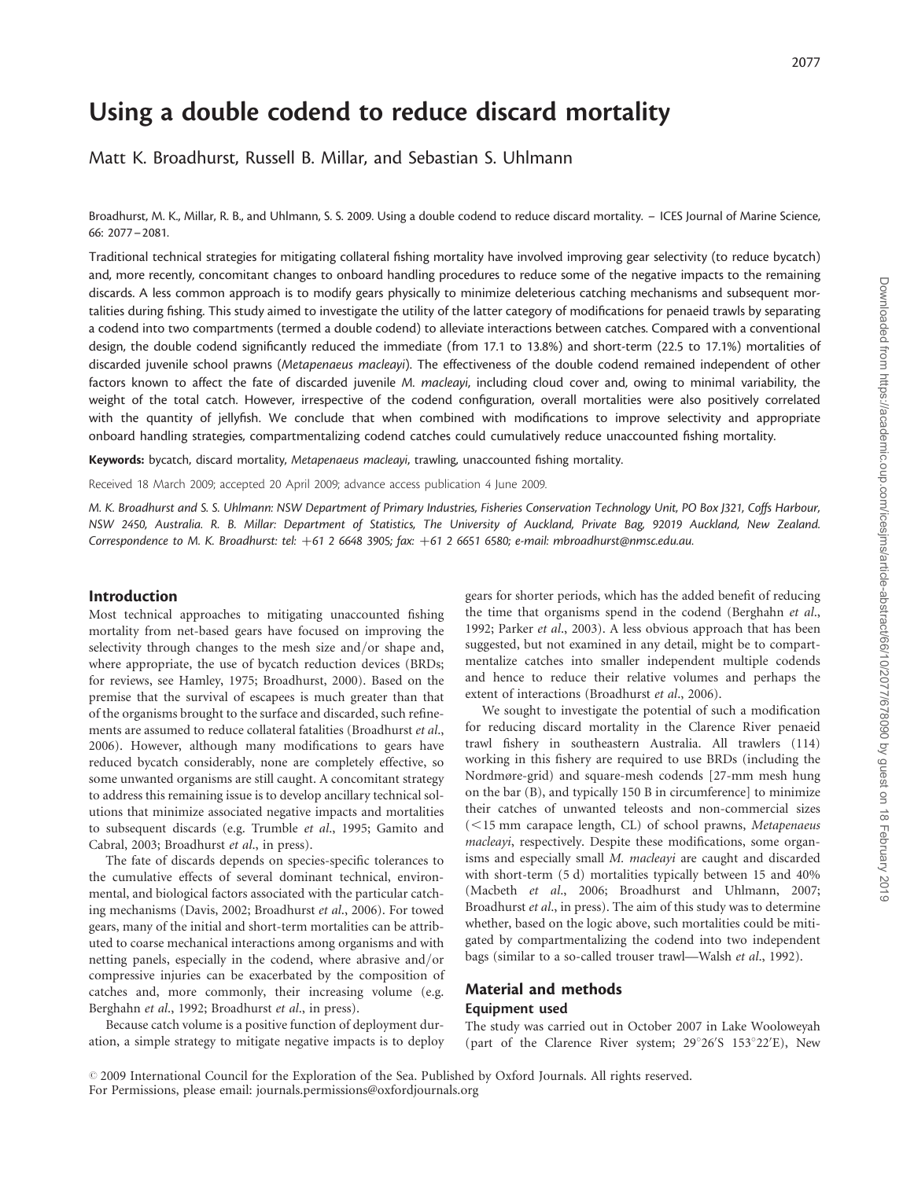# Using a double codend to reduce discard mortality

Matt K. Broadhurst, Russell B. Millar, and Sebastian S. Uhlmann

Broadhurst, M. K., Millar, R. B., and Uhlmann, S. S. 2009. Using a double codend to reduce discard mortality. – ICES Journal of Marine Science, 66: 2077–2081.

Traditional technical strategies for mitigating collateral fishing mortality have involved improving gear selectivity (to reduce bycatch) and, more recently, concomitant changes to onboard handling procedures to reduce some of the negative impacts to the remaining discards. A less common approach is to modify gears physically to minimize deleterious catching mechanisms and subsequent mortalities during fishing. This study aimed to investigate the utility of the latter category of modifications for penaeid trawls by separating a codend into two compartments (termed a double codend) to alleviate interactions between catches. Compared with a conventional design, the double codend significantly reduced the immediate (from 17.1 to 13.8%) and short-term (22.5 to 17.1%) mortalities of discarded juvenile school prawns (*Metapenaeus macleayi*). The effectiveness of the double codend remained independent of other factors known to affect the fate of discarded juvenile *M. macleayi*, including cloud cover and, owing to minimal variability, the weight of the total catch. However, irrespective of the codend configuration, overall mortalities were also positively correlated with the quantity of jellyfish. We conclude that when combined with modifications to improve selectivity and appropriate onboard handling strategies, compartmentalizing codend catches could cumulatively reduce unaccounted fishing mortality.

**Keywords:** bycatch, discard mortality, *Metapenaeus macleayi*, trawling, unaccounted fishing mortality.

Received 18 March 2009; accepted 20 April 2009; advance access publication 4 June 2009.

*M. K. Broadhurst and S. S. Uhlmann: NSW Department of Primary Industries, Fisheries Conservation Technology Unit, PO Box J321, Coffs Harbour, NSW 2450, Australia. R. B. Millar: Department of Statistics, The University of Auckland, Private Bag, 92019 Auckland, New Zealand. Correspondence to M. K. Broadhurst: tel: +61 2 6648 3905; fax: +61 2 6651 6580; e-mail: mbroadhurst@nmsc.edu.au.*

## Introduction

Most technical approaches to mitigating unaccounted fishing mortality from net-based gears have focused on improving the selectivity through changes to the mesh size and/or shape and, where appropriate, the use of bycatch reduction devices (BRDs; for reviews, see Hamley, 1975; Broadhurst, 2000). Based on the premise that the survival of escapees is much greater than that of the organisms brought to the surface and discarded, such refinements are assumed to reduce collateral fatalities (Broadhurst *et al.*, 2006). However, although many modifications to gears have reduced bycatch considerably, none are completely effective, so some unwanted organisms are still caught. A concomitant strategy to address this remaining issue is to develop ancillary technical solutions that minimize associated negative impacts and mortalities to subsequent discards (e.g. Trumble *et al.*, 1995; Gamito and Cabral, 2003; Broadhurst *et al.*, in press).

The fate of discards depends on species-specific tolerances to the cumulative effects of several dominant technical, environmental, and biological factors associated with the particular catching mechanisms (Davis, 2002; Broadhurst *et al.*, 2006). For towed gears, many of the initial and short-term mortalities can be attributed to coarse mechanical interactions among organisms and with netting panels, especially in the codend, where abrasive and/or compressive injuries can be exacerbated by the composition of catches and, more commonly, their increasing volume (e.g. Berghahn *et al.*, 1992; Broadhurst *et al.*, in press).

Because catch volume is a positive function of deployment duration, a simple strategy to mitigate negative impacts is to deploy gears for shorter periods, which has the added benefit of reducing the time that organisms spend in the codend (Berghahn *et al.*, 1992; Parker *et al.*, 2003). A less obvious approach that has been suggested, but not examined in any detail, might be to compartmentalize catches into smaller independent multiple codends and hence to reduce their relative volumes and perhaps the extent of interactions (Broadhurst *et al.*, 2006).

We sought to investigate the potential of such a modification for reducing discard mortality in the Clarence River penaeid trawl fishery in southeastern Australia. All trawlers (114) working in this fishery are required to use BRDs (including the Nordmøre-grid) and square-mesh codends [27-mm mesh hung on the bar (B), and typically 150 B in circumference] to minimize their catches of unwanted teleosts and non-commercial sizes (<15 mm carapace length, CL) of school prawns, *Metapenaeus macleayi*, respectively. Despite these modifications, some organisms and especially small *M. macleayi* are caught and discarded with short-term (5 d) mortalities typically between 15 and 40% (Macbeth *et al.*, 2006; Broadhurst and Uhlmann, 2007; Broadhurst *et al.*, in press). The aim of this study was to determine whether, based on the logic above, such mortalities could be mitigated by compartmentalizing the codend into two independent bags (similar to a so-called trouser trawl—Walsh *et al.*, 1992).

## Material and methods

### Equipment used

The study was carried out in October 2007 in Lake Wooloweyah (part of the Clarence River system; 29°26′S 153°22′E), New

© 2009 International Council for the Exploration of the Sea. Published by Oxford Journals. All rights reserved.
For Permissions, please email: journals.permissions@oxfordjournals.org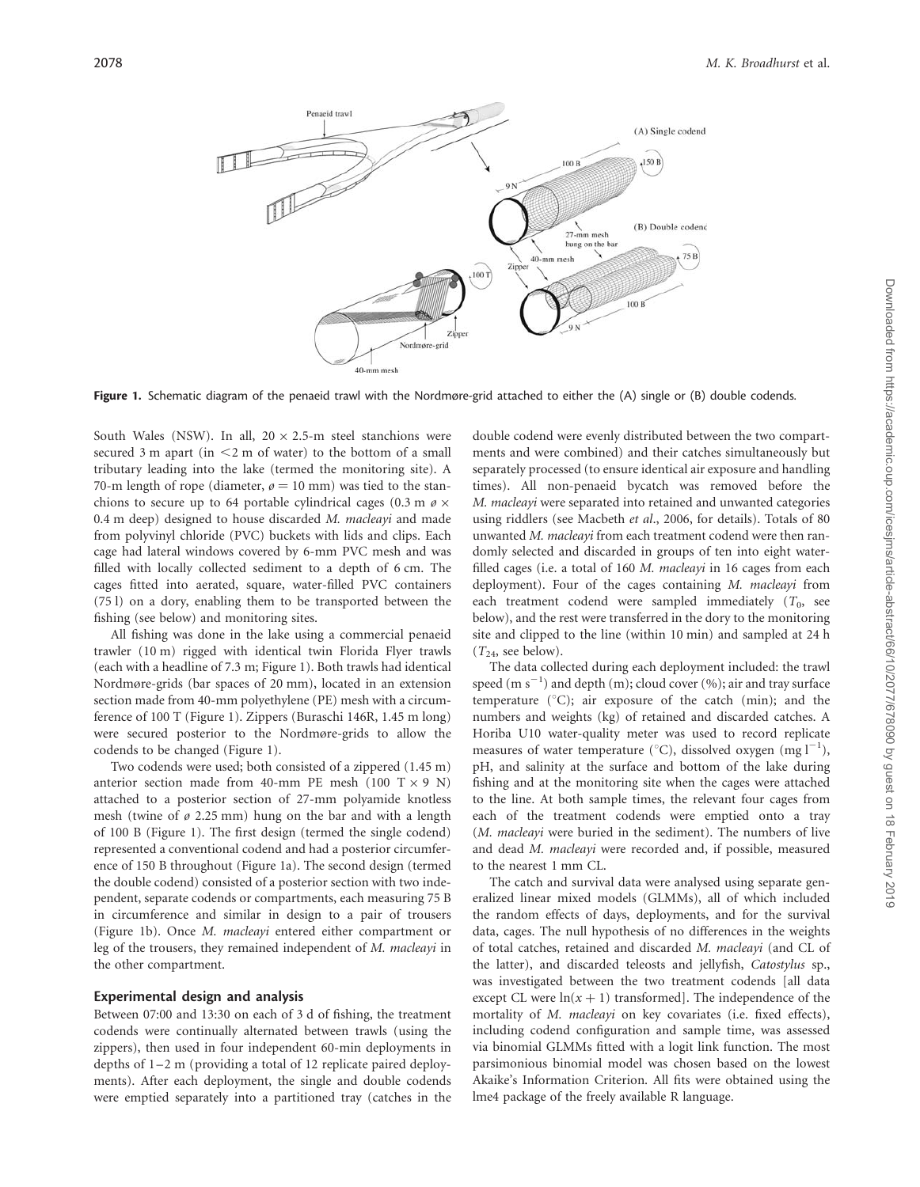Figure 1. Schematic diagram of the penaeid trawl with the Nordmøre-grid attached to either the (A) single or (B) double codends.

South Wales (NSW). In all, $20 \times 2.5$-m steel stanchions were secured 3 m apart (in <2 m of water) to the bottom of a small tributary leading into the lake (termed the monitoring site). A 70-m length of rope (diameter, $\o = 10$ mm) was tied to the stanchions to secure up to 64 portable cylindrical cages (0.3 m $\o \times$ 0.4 m deep) designed to house discarded *M. macleayi* and made from polyvinyl chloride (PVC) buckets with lids and clips. Each cage had lateral windows covered by 6-mm PVC mesh and was filled with locally collected sediment to a depth of 6 cm. The cages fitted into aerated, square, water-filled PVC containers (75 l) on a dory, enabling them to be transported between the fishing (see below) and monitoring sites.

All fishing was done in the lake using a commercial penaeid trawler (10 m) rigged with identical twin Florida Flyer trawls (each with a headline of 7.3 m; Figure 1). Both trawls had identical Nordmøre-grids (bar spaces of 20 mm), located in an extension section made from 40-mm polyethylene (PE) mesh with a circumference of 100 T (Figure 1). Zippers (Buraschi 146R, 1.45 m long) were secured posterior to the Nordmøre-grids to allow the codends to be changed (Figure 1).

Two codends were used; both consisted of a zippered (1.45 m) anterior section made from 40-mm PE mesh (100 T × 9 N) attached to a posterior section of 27-mm polyamide knotless mesh (twine of $\o$ 2.25 mm) hung on the bar and with a length of 100 B (Figure 1). The first design (termed the single codend) represented a conventional codend and had a posterior circumference of 150 B throughout (Figure 1a). The second design (termed the double codend) consisted of a posterior section with two independent, separate codends or compartments, each measuring 75 B in circumference and similar in design to a pair of trousers (Figure 1b). Once *M. macleayi* entered either compartment or leg of the trousers, they remained independent of *M. macleayi* in the other compartment.

### Experimental design and analysis

Between 07:00 and 13:30 on each of 3 d of fishing, the treatment codends were continually alternated between trawls (using the zippers), then used in four independent 60-min deployments in depths of 1–2 m (providing a total of 12 replicate paired deployments). After each deployment, the single and double codends were emptied separately into a partitioned tray (catches in the double codend were evenly distributed between the two compartments and were combined) and their catches simultaneously but separately processed (to ensure identical air exposure and handling times). All non-penaeid bycatch was removed before the *M. macleayi* were separated into retained and unwanted categories using riddlers (see Macbeth *et al*., 2006, for details). Totals of 80 unwanted *M. macleayi* from each treatment codend were then randomly selected and discarded in groups of ten into eight water-filled cages (i.e. a total of 160 *M. macleayi* in 16 cages from each deployment). Four of the cages containing *M. macleayi* from each treatment codend were sampled immediately ($T_0$, see below), and the rest were transferred in the dory to the monitoring site and clipped to the line (within 10 min) and sampled at 24 h ($T_{24}$, see below).

The data collected during each deployment included: the trawl speed (m $s^{-1}$) and depth (m); cloud cover (%); air and tray surface temperature (°C); air exposure of the catch (min); and the numbers and weights (kg) of retained and discarded catches. A Horiba U10 water-quality meter was used to record replicate measures of water temperature (°C), dissolved oxygen (mg $l^{-1}$), pH, and salinity at the surface and bottom of the lake during fishing and at the monitoring site when the cages were attached to the line. At both sample times, the relevant four cages from each of the treatment codends were emptied onto a tray (*M. macleayi* were buried in the sediment). The numbers of live and dead *M. macleayi* were recorded and, if possible, measured to the nearest 1 mm CL.

The catch and survival data were analysed using separate generalized linear mixed models (GLMMs), all of which included the random effects of days, deployments, and for the survival data, cages. The null hypothesis of no differences in the weights of total catches, retained and discarded *M. macleayi* (and CL of the latter), and discarded teleosts and jellyfish, *Catostylus* sp., was investigated between the two treatment codends [all data except CL were $\ln(x + 1)$ transformed]. The independence of the mortality of *M. macleayi* on key covariates (i.e. fixed effects), including codend configuration and sample time, was assessed via binomial GLMMs fitted with a logit link function. The most parsimonious binomial model was chosen based on the lowest Akaike's Information Criterion. All fits were obtained using the lme4 package of the freely available R language.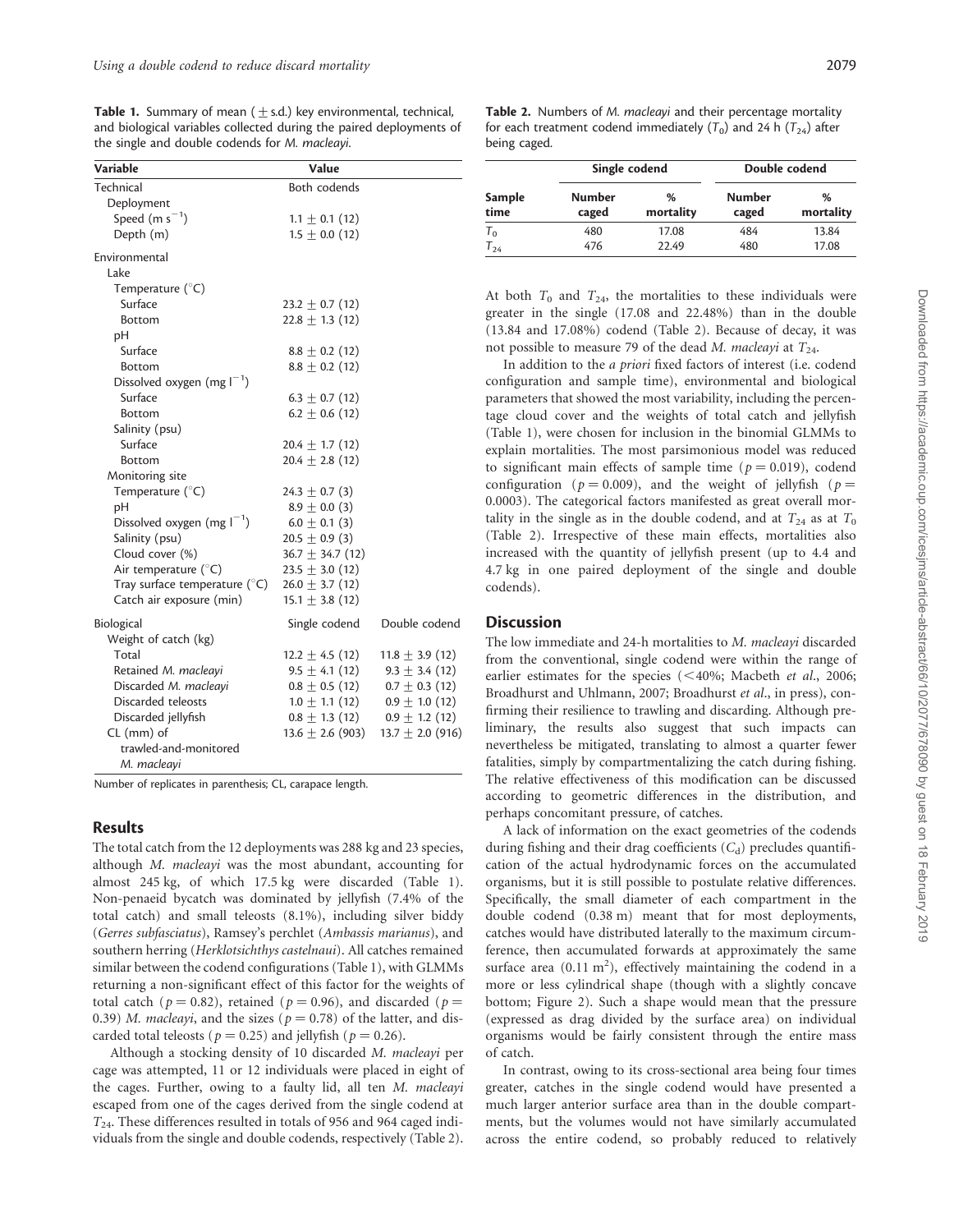**Table 1.** Summary of mean (± s.d.) key environmental, technical, and biological variables collected during the paired deployments of the single and double codends for *M. macleayi*.

| Variable | Value | |
|---|---|---|
| Technical | Both codends | |
| Deployment | | |
| Speed (m $s^{-1}$) | 1.1 ± 0.1 (12) | |
| Depth (m) | 1.5 ± 0.0 (12) | |
| Environmental | | |
| Lake | | |
| Temperature (°C) | | |
| Surface | 23.2 ± 0.7 (12) | |
| Bottom | 22.8 ± 1.3 (12) | |
| pH | | |
| Surface | 8.8 ± 0.2 (12) | |
| Bottom | 8.8 ± 0.2 (12) | |
| Dissolved oxygen (mg $l^{-1}$) | | |
| Surface | 6.3 ± 0.7 (12) | |
| Bottom | 6.2 ± 0.6 (12) | |
| Salinity (psu) | | |
| Surface | 20.4 ± 1.7 (12) | |
| Bottom | 20.4 ± 2.8 (12) | |
| Monitoring site | | |
| Temperature (°C) | 24.3 ± 0.7 (3) | |
| pH | 8.9 ± 0.0 (3) | |
| Dissolved oxygen (mg $l^{-1}$) | 6.0 ± 0.1 (3) | |
| Salinity (psu) | 20.5 ± 0.9 (3) | |
| Cloud cover (%) | 36.7 ± 34.7 (12) | |
| Air temperature (°C) | 23.5 ± 3.0 (12) | |
| Tray surface temperature (°C) | 26.0 ± 3.7 (12) | |
| Catch air exposure (min) | 15.1 ± 3.8 (12) | |
| Biological | Single codend | Double codend |
| Weight of catch (kg) | | |
| Total | 12.2 ± 4.5 (12) | 11.8 ± 3.9 (12) |
| Retained *M. macleayi* | 9.5 ± 4.1 (12) | 9.3 ± 3.4 (12) |
| Discarded *M. macleayi* | 0.8 ± 0.5 (12) | 0.7 ± 0.3 (12) |
| Discarded teleosts | 1.0 ± 1.1 (12) | 0.9 ± 1.0 (12) |
| Discarded jellyfish | 0.8 ± 1.3 (12) | 0.9 ± 1.2 (12) |
| CL (mm) of trawled-and-monitored *M. macleayi* | 13.6 ± 2.6 (903) | 13.7 ± 2.0 (916) |

Number of replicates in parenthesis; CL, carapace length.

## Results

The total catch from the 12 deployments was 288 kg and 23 species, although *M. macleayi* was the most abundant, accounting for almost 245 kg, of which 17.5 kg were discarded (Table 1). Non-penaeid bycatch was dominated by jellyfish (7.4% of the total catch) and small teleosts (8.1%), including silver biddy (*Gerres subfasciatus*), Ramsey's perchlet (*Ambassis marianus*), and southern herring (*Herklotsichthys castelnaui*). All catches remained similar between the codend configurations (Table 1), with GLMMs returning a non-significant effect of this factor for the weights of total catch ($p = 0.82$), retained ($p = 0.96$), and discarded ($p = 0.39$) *M. macleayi*, and the sizes ($p = 0.78$) of the latter, and discarded total teleosts ($p = 0.25$) and jellyfish ($p = 0.26$).

Although a stocking density of 10 discarded *M. macleayi* per cage was attempted, 11 or 12 individuals were placed in eight of the cages. Further, owing to a faulty lid, all ten *M. macleayi* escaped from one of the cages derived from the single codend at $T_{24}$. These differences resulted in totals of 956 and 964 caged individuals from the single and double codends, respectively (Table 2).

**Table 2.** Numbers of *M. macleayi* and their percentage mortality for each treatment codend immediately ($T_0$) and 24 h ($T_{24}$) after being caged.

| | Single codend | | Double codend | |
|---|---|---|---|---|
| Sample time | Number caged | % mortality | Number caged | % mortality |
| $T_0$ | 480 | 17.08 | 484 | 13.84 |
| $T_{24}$ | 476 | 22.49 | 480 | 17.08 |

At both $T_0$ and $T_{24}$, the mortalities to these individuals were greater in the single (17.08 and 22.48%) than in the double (13.84 and 17.08%) codend (Table 2). Because of decay, it was not possible to measure 79 of the dead *M. macleayi* at $T_{24}$.

In addition to the *a priori* fixed factors of interest (i.e. codend configuration and sample time), environmental and biological parameters that showed the most variability, including the percentage cloud cover and the weights of total catch and jellyfish (Table 1), were chosen for inclusion in the binomial GLMMs to explain mortalities. The most parsimonious model was reduced to significant main effects of sample time ($p = 0.019$), codend configuration ($p = 0.009$), and the weight of jellyfish ($p = 0.0003$). The categorical factors manifested as great overall mortality in the single as in the double codend, and at $T_{24}$ as at $T_0$ (Table 2). Irrespective of these main effects, mortalities also increased with the quantity of jellyfish present (up to 4.4 and 4.7 kg in one paired deployment of the single and double codends).

## Discussion

The low immediate and 24-h mortalities to *M. macleayi* discarded from the conventional, single codend were within the range of earlier estimates for the species (<40%; Macbeth *et al.*, 2006; Broadhurst and Uhlmann, 2007; Broadhurst *et al.*, in press), confirming their resilience to trawling and discarding. Although preliminary, the results also suggest that such impacts can nevertheless be mitigated, translating to almost a quarter fewer fatalities, simply by compartmentalizing the catch during fishing. The relative effectiveness of this modification can be discussed according to geometric differences in the distribution, and perhaps concomitant pressure, of catches.

A lack of information on the exact geometries of the codends during fishing and their drag coefficients ($C_d$) precludes quantification of the actual hydrodynamic forces on the accumulated organisms, but it is still possible to postulate relative differences. Specifically, the small diameter of each compartment in the double codend (0.38 m) meant that for most deployments, catches would have distributed laterally to the maximum circumference, then accumulated forwards at approximately the same surface area (0.11 $m^2$), effectively maintaining the codend in a more or less cylindrical shape (though with a slightly concave bottom; Figure 2). Such a shape would mean that the pressure (expressed as drag divided by the surface area) on individual organisms would be fairly consistent through the entire mass of catch.

In contrast, owing to its cross-sectional area being four times greater, catches in the single codend would have presented a much larger anterior surface area than in the double compartments, but the volumes would not have similarly accumulated across the entire codend, so probably reduced to relatively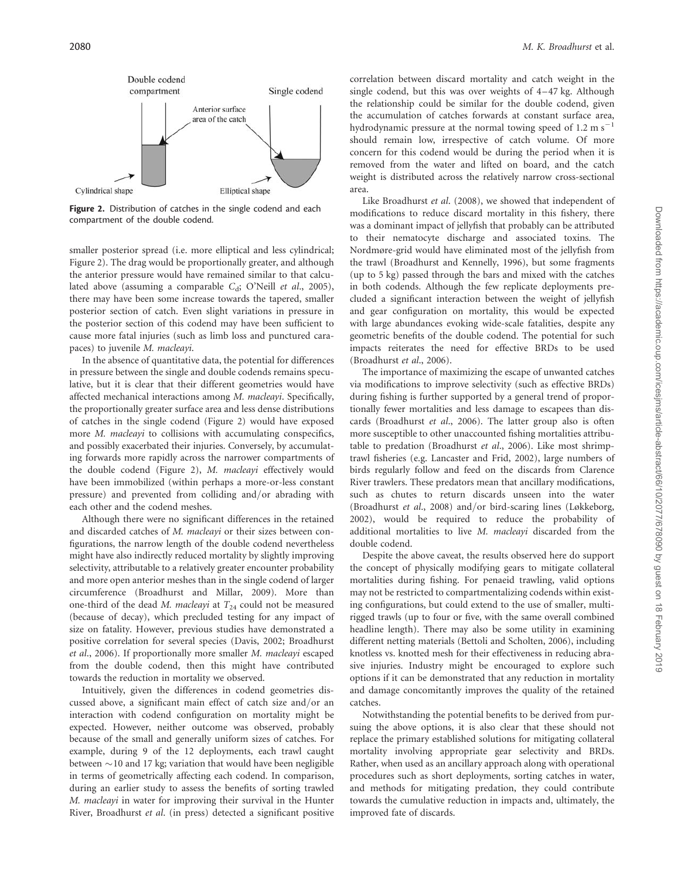Double codend compartment

Single codend

Anterior surface area of the catch

Cylindrical shape

Elliptical shape

**Figure 2.** Distribution of catches in the single codend and each compartment of the double codend.

smaller posterior spread (i.e. more elliptical and less cylindrical; Figure 2). The drag would be proportionally greater, and although the anterior pressure would have remained similar to that calculated above (assuming a comparable $C_d$; O'Neill *et al.*, 2005), there may have been some increase towards the tapered, smaller posterior section of catch. Even slight variations in pressure in the posterior section of this codend may have been sufficient to cause more fatal injuries (such as limb loss and punctured carapaces) to juvenile *M. macleayi*.

In the absence of quantitative data, the potential for differences in pressure between the single and double codends remains speculative, but it is clear that their different geometries would have affected mechanical interactions among *M. macleayi*. Specifically, the proportionally greater surface area and less dense distributions of catches in the single codend (Figure 2) would have exposed more *M. macleayi* to collisions with accumulating conspecifics, and possibly exacerbated their injuries. Conversely, by accumulating forwards more rapidly across the narrower compartments of the double codend (Figure 2), *M. macleayi* effectively would have been immobilized (within perhaps a more-or-less constant pressure) and prevented from colliding and/or abrading with each other and the codend meshes.

Although there were no significant differences in the retained and discarded catches of *M. macleayi* or their sizes between configurations, the narrow length of the double codend nevertheless might have also indirectly reduced mortality by slightly improving selectivity, attributable to a relatively greater encounter probability and more open anterior meshes than in the single codend of larger circumference (Broadhurst and Millar, 2009). More than one-third of the dead *M. macleayi* at $T_{24}$ could not be measured (because of decay), which precluded testing for any impact of size on fatality. However, previous studies have demonstrated a positive correlation for several species (Davis, 2002; Broadhurst *et al.*, 2006). If proportionally more smaller *M. macleayi* escaped from the double codend, then this might have contributed towards the reduction in mortality we observed.

Intuitively, given the differences in codend geometries discussed above, a significant main effect of catch size and/or an interaction with codend configuration on mortality might be expected. However, neither outcome was observed, probably because of the small and generally uniform sizes of catches. For example, during 9 of the 12 deployments, each trawl caught between ~10 and 17 kg; variation that would have been negligible in terms of geometrically affecting each codend. In comparison, during an earlier study to assess the benefits of sorting trawled *M. macleayi* in water for improving their survival in the Hunter River, Broadhurst *et al.* (in press) detected a significant positive correlation between discard mortality and catch weight in the single codend, but this was over weights of 4–47 kg. Although the relationship could be similar for the double codend, given the accumulation of catches forwards at constant surface area, hydrodynamic pressure at the normal towing speed of 1.2 m $s^{-1}$ should remain low, irrespective of catch volume. Of more concern for this codend would be during the period when it is removed from the water and lifted on board, and the catch weight is distributed across the relatively narrow cross-sectional area.

Like Broadhurst *et al.* (2008), we showed that independent of modifications to reduce discard mortality in this fishery, there was a dominant impact of jellyfish that probably can be attributed to their nematocyte discharge and associated toxins. The Nordmøre-grid would have eliminated most of the jellyfish from the trawl (Broadhurst and Kennelly, 1996), but some fragments (up to 5 kg) passed through the bars and mixed with the catches in both codends. Although the few replicate deployments precluded a significant interaction between the weight of jellyfish and gear configuration on mortality, this would be expected with large abundances evoking wide-scale fatalities, despite any geometric benefits of the double codend. The potential for such impacts reiterates the need for effective BRDs to be used (Broadhurst *et al.*, 2006).

The importance of maximizing the escape of unwanted catches via modifications to improve selectivity (such as effective BRDs) during fishing is further supported by a general trend of proportionally fewer mortalities and less damage to escapees than discards (Broadhurst *et al.*, 2006). The latter group also is often more susceptible to other unaccounted fishing mortalities attributable to predation (Broadhurst *et al.*, 2006). Like most shrimp-trawl fisheries (e.g. Lancaster and Frid, 2002), large numbers of birds regularly follow and feed on the discards from Clarence River trawlers. These predators mean that ancillary modifications, such as chutes to return discards unseen into the water (Broadhurst *et al.*, 2008) and/or bird-scaring lines (Løkkeborg, 2002), would be required to reduce the probability of additional mortalities to live *M. macleayi* discarded from the double codend.

Despite the above caveat, the results observed here do support the concept of physically modifying gears to mitigate collateral mortalities during fishing. For penaeid trawling, valid options may not be restricted to compartmentalizing codends within existing configurations, but could extend to the use of smaller, multi-rigged trawls (up to four or five, with the same overall combined headline length). There may also be some utility in examining different netting materials (Bettoli and Scholten, 2006), including knotless vs. knotted mesh for their effectiveness in reducing abrasive injuries. Industry might be encouraged to explore such options if it can be demonstrated that any reduction in mortality and damage concomitantly improves the quality of the retained catches.

Notwithstanding the potential benefits to be derived from pursuing the above options, it is also clear that these should not replace the primary established solutions for mitigating collateral mortality involving appropriate gear selectivity and BRDs. Rather, when used as an ancillary approach along with operational procedures such as short deployments, sorting catches in water, and methods for mitigating predation, they could contribute towards the cumulative reduction in impacts and, ultimately, the improved fate of discards.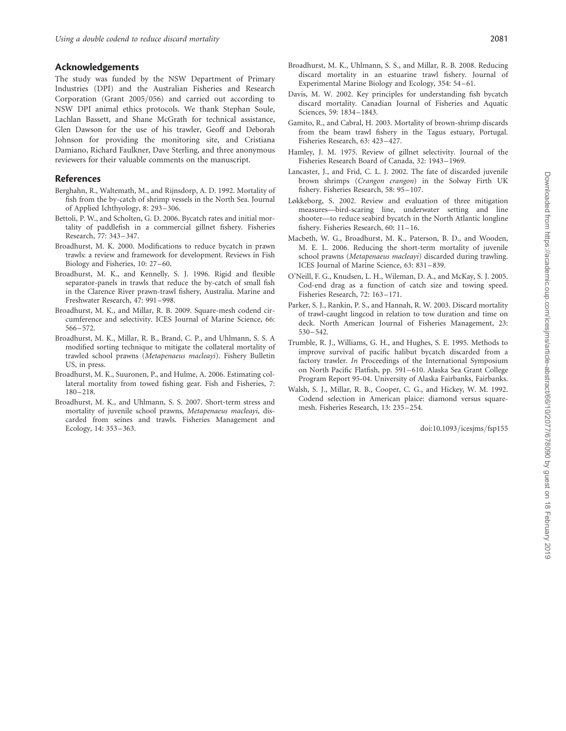## Acknowledgements

The study was funded by the NSW Department of Primary Industries (DPI) and the Australian Fisheries and Research Corporation (Grant 2005/056) and carried out according to NSW DPI animal ethics protocols. We thank Stephan Soule, Lachlan Bassett, and Shane McGrath for technical assistance, Glen Dawson for the use of his trawler, Geoff and Deborah Johnson for providing the monitoring site, and Cristiana Damiano, Richard Faulkner, Dave Sterling, and three anonymous reviewers for their valuable comments on the manuscript.

## References

Berghahn, R., Waltemath, M., and Rijnsdorp, A. D. 1992. Mortality of fish from the by-catch of shrimp vessels in the North Sea. Journal of Applied Ichthyology, 8: 293–306.

Bettoli, P. W., and Scholten, G. D. 2006. Bycatch rates and initial mortality of paddlefish in a commercial gillnet fishery. Fisheries Research, 77: 343–347.

Broadhurst, M. K. 2000. Modifications to reduce bycatch in prawn trawls: a review and framework for development. Reviews in Fish Biology and Fisheries, 10: 27–60.

Broadhurst, M. K., and Kennelly, S. J. 1996. Rigid and flexible separator-panels in trawls that reduce the by-catch of small fish in the Clarence River prawn-trawl fishery, Australia. Marine and Freshwater Research, 47: 991–998.

Broadhurst, M. K., and Millar, R. B. 2009. Square-mesh codend circumference and selectivity. ICES Journal of Marine Science, 66: 566–572.

Broadhurst, M. K., Millar, R. B., Brand, C. P., and Uhlmann, S. S. A modified sorting technique to mitigate the collateral mortality of trawled school prawns (*Metapenaeus macleayi*). Fishery Bulletin US, in press.

Broadhurst, M. K., Suuronen, P., and Hulme, A. 2006. Estimating collateral mortality from towed fishing gear. Fish and Fisheries, 7: 180–218.

Broadhurst, M. K., and Uhlmann, S. S. 2007. Short-term stress and mortality of juvenile school prawns, *Metapenaeus macleayi*, discarded from seines and trawls. Fisheries Management and Ecology, 14: 353–363.

Broadhurst, M. K., Uhlmann, S. S., and Millar, R. B. 2008. Reducing discard mortality in an estuarine trawl fishery. Journal of Experimental Marine Biology and Ecology, 354: 54–61.

Davis, M. W. 2002. Key principles for understanding fish bycatch discard mortality. Canadian Journal of Fisheries and Aquatic Sciences, 59: 1834–1843.

Gamito, R., and Cabral, H. 2003. Mortality of brown-shrimp discards from the beam trawl fishery in the Tagus estuary, Portugal. Fisheries Research, 63: 423–427.

Hamley, J. M. 1975. Review of gillnet selectivity. Journal of the Fisheries Research Board of Canada, 32: 1943–1969.

Lancaster, J., and Frid, C. L. J. 2002. The fate of discarded juvenile brown shrimps (*Crangon crangon*) in the Solway Firth UK fishery. Fisheries Research, 58: 95–107.

Løkkeborg, S. 2002. Review and evaluation of three mitigation measures—bird-scaring line, underwater setting and line shooter—to reduce seabird bycatch in the North Atlantic longline fishery. Fisheries Research, 60: 11–16.

Macbeth, W. G., Broadhurst, M. K., Paterson, B. D., and Wooden, M. E. L. 2006. Reducing the short-term mortality of juvenile school prawns (*Metapenaeus macleayi*) discarded during trawling. ICES Journal of Marine Science, 63: 831–839.

O'Neill, F. G., Knudsen, L. H., Wileman, D. A., and McKay, S. J. 2005. Cod-end drag as a function of catch size and towing speed. Fisheries Research, 72: 163–171.

Parker, S. J., Rankin, P. S., and Hannah, R. W. 2003. Discard mortality of trawl-caught lingcod in relation to tow duration and time on deck. North American Journal of Fisheries Management, 23: 530–542.

Trumble, R. J., Williams, G. H., and Hughes, S. E. 1995. Methods to improve survival of pacific halibut bycatch discarded from a factory trawler. *In* Proceedings of the International Symposium on North Pacific Flatfish, pp. 591–610. Alaska Sea Grant College Program Report 95-04. University of Alaska Fairbanks, Fairbanks.

Walsh, S. J., Millar, R. B., Cooper, C. G., and Hickey, W. M. 1992. Codend selection in American plaice: diamond versus square-mesh. Fisheries Research, 13: 235–254.

doi:10.1093/icesjms/fsp155